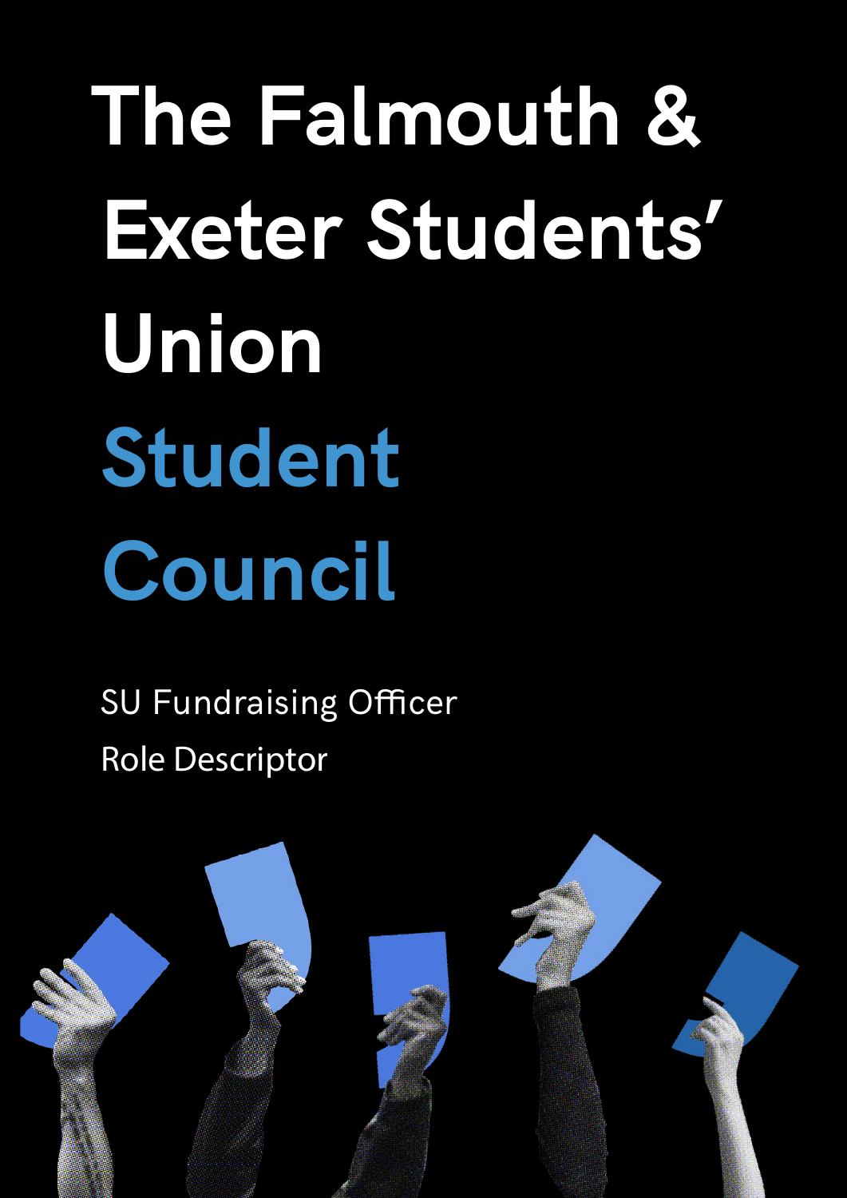# The Falmouth & Exeter Students' Union

# Student Council

SU Fundraising Officer

Role Descriptor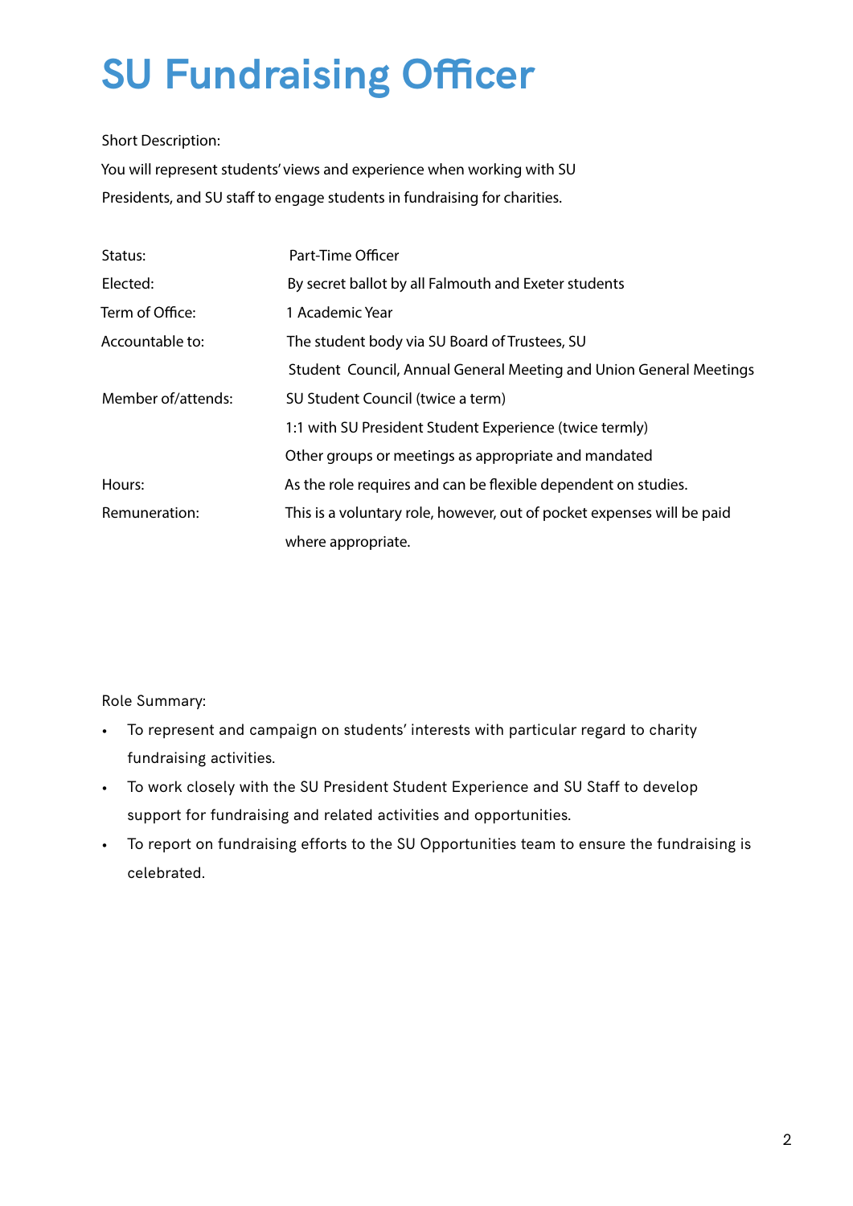# SU Fundraising Officer

Short Description:

You will represent students' views and experience when working with SU Presidents, and SU staff to engage students in fundraising for charities.

| | |
|---|---|
| Status: | Part-Time Officer |
| Elected: | By secret ballot by all Falmouth and Exeter students |
| Term of Office: | 1 Academic Year |
| Accountable to: | The student body via SU Board of Trustees, SU Student Council, Annual General Meeting and Union General Meetings |
| Member of/attends: | SU Student Council (twice a term)<br>1:1 with SU President Student Experience (twice termly)<br>Other groups or meetings as appropriate and mandated |
| Hours: | As the role requires and can be flexible dependent on studies. |
| Remuneration: | This is a voluntary role, however, out of pocket expenses will be paid where appropriate. |

Role Summary:

- To represent and campaign on students' interests with particular regard to charity fundraising activities.
- To work closely with the SU President Student Experience and SU Staff to develop support for fundraising and related activities and opportunities.
- To report on fundraising efforts to the SU Opportunities team to ensure the fundraising is celebrated.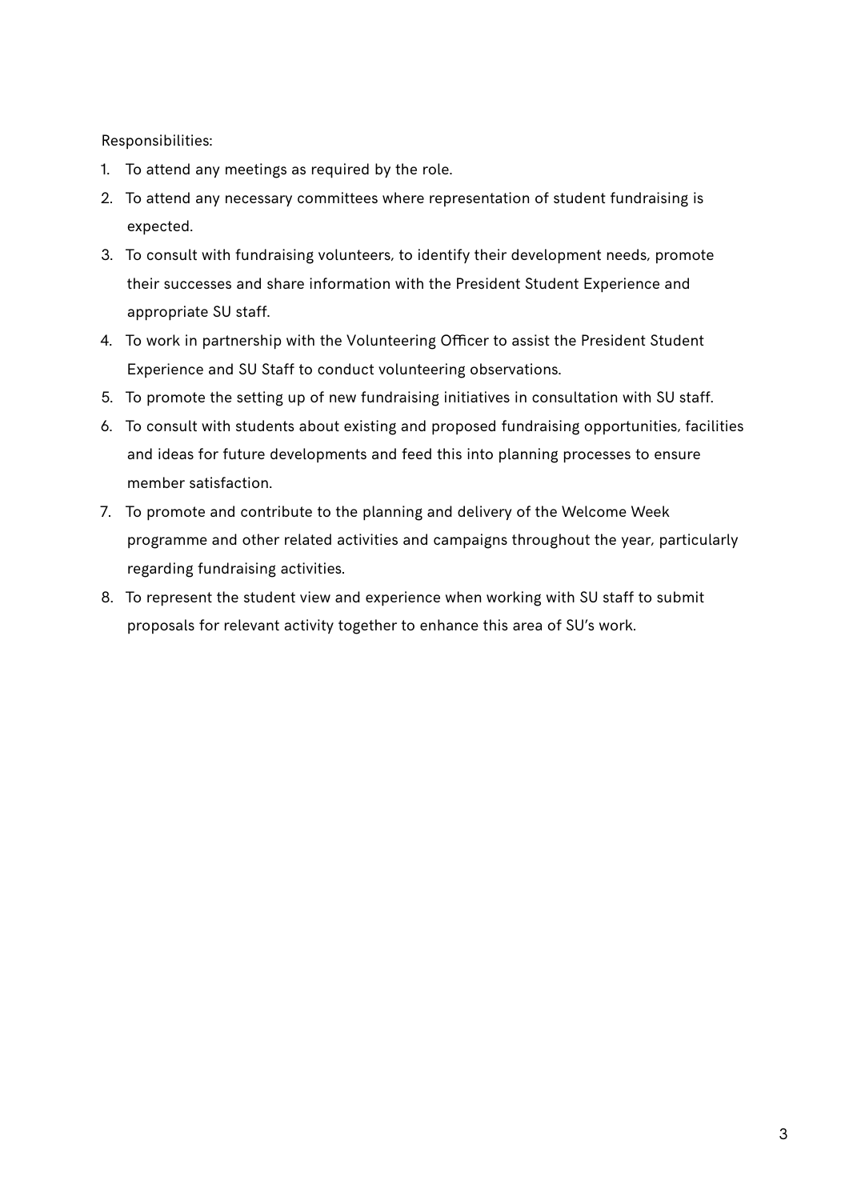Responsibilities:

1. To attend any meetings as required by the role.
2. To attend any necessary committees where representation of student fundraising is expected.
3. To consult with fundraising volunteers, to identify their development needs, promote their successes and share information with the President Student Experience and appropriate SU staff.
4. To work in partnership with the Volunteering Officer to assist the President Student Experience and SU Staff to conduct volunteering observations.
5. To promote the setting up of new fundraising initiatives in consultation with SU staff.
6. To consult with students about existing and proposed fundraising opportunities, facilities and ideas for future developments and feed this into planning processes to ensure member satisfaction.
7. To promote and contribute to the planning and delivery of the Welcome Week programme and other related activities and campaigns throughout the year, particularly regarding fundraising activities.
8. To represent the student view and experience when working with SU staff to submit proposals for relevant activity together to enhance this area of SU's work.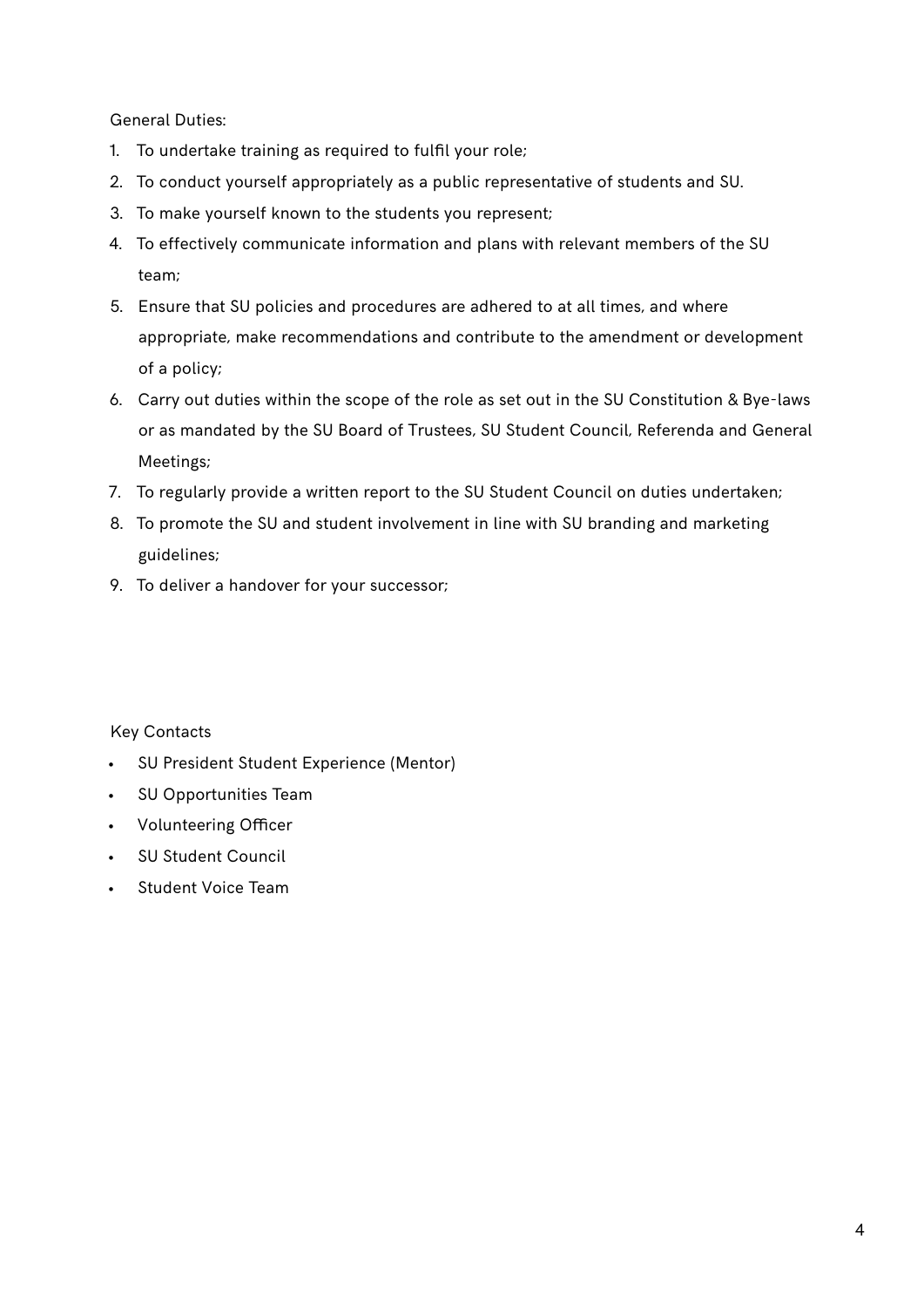General Duties:

1. To undertake training as required to fulfil your role;
2. To conduct yourself appropriately as a public representative of students and SU.
3. To make yourself known to the students you represent;
4. To effectively communicate information and plans with relevant members of the SU team;
5. Ensure that SU policies and procedures are adhered to at all times, and where appropriate, make recommendations and contribute to the amendment or development of a policy;
6. Carry out duties within the scope of the role as set out in the SU Constitution & Bye-laws or as mandated by the SU Board of Trustees, SU Student Council, Referenda and General Meetings;
7. To regularly provide a written report to the SU Student Council on duties undertaken;
8. To promote the SU and student involvement in line with SU branding and marketing guidelines;
9. To deliver a handover for your successor;

Key Contacts

- SU President Student Experience (Mentor)
- SU Opportunities Team
- Volunteering Officer
- SU Student Council
- Student Voice Team